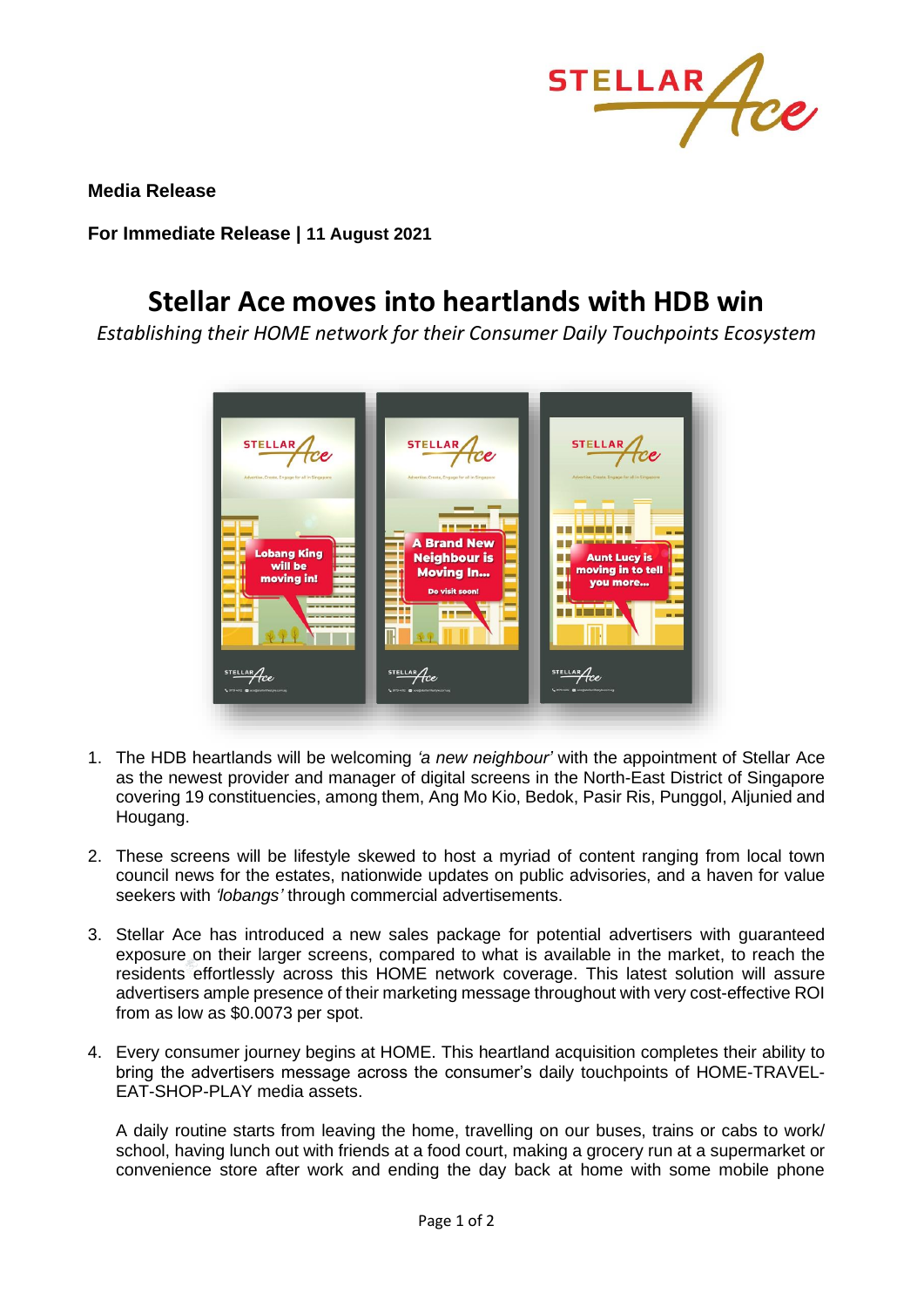**Media Release**

**For Immediate Release | 11 August 2021**

# Stellar Ace moves into heartlands with HDB win

*Establishing their HOME network for their Consumer Daily Touchpoints Ecosystem*

1. The HDB heartlands will be welcoming *'a new neighbour'* with the appointment of Stellar Ace as the newest provider and manager of digital screens in the North-East District of Singapore covering 19 constituencies, among them, Ang Mo Kio, Bedok, Pasir Ris, Punggol, Aljunied and Hougang.

2. These screens will be lifestyle skewed to host a myriad of content ranging from local town council news for the estates, nationwide updates on public advisories, and a haven for value seekers with *'lobangs'* through commercial advertisements.

3. Stellar Ace has introduced a new sales package for potential advertisers with guaranteed exposure on their larger screens, compared to what is available in the market, to reach the residents effortlessly across this HOME network coverage. This latest solution will assure advertisers ample presence of their marketing message throughout with very cost-effective ROI from as low as $0.0073 per spot.

4. Every consumer journey begins at HOME. This heartland acquisition completes their ability to bring the advertisers message across the consumer's daily touchpoints of HOME-TRAVEL-EAT-SHOP-PLAY media assets.

   A daily routine starts from leaving the home, travelling on our buses, trains or cabs to work/ school, having lunch out with friends at a food court, making a grocery run at a supermarket or convenience store after work and ending the day back at home with some mobile phone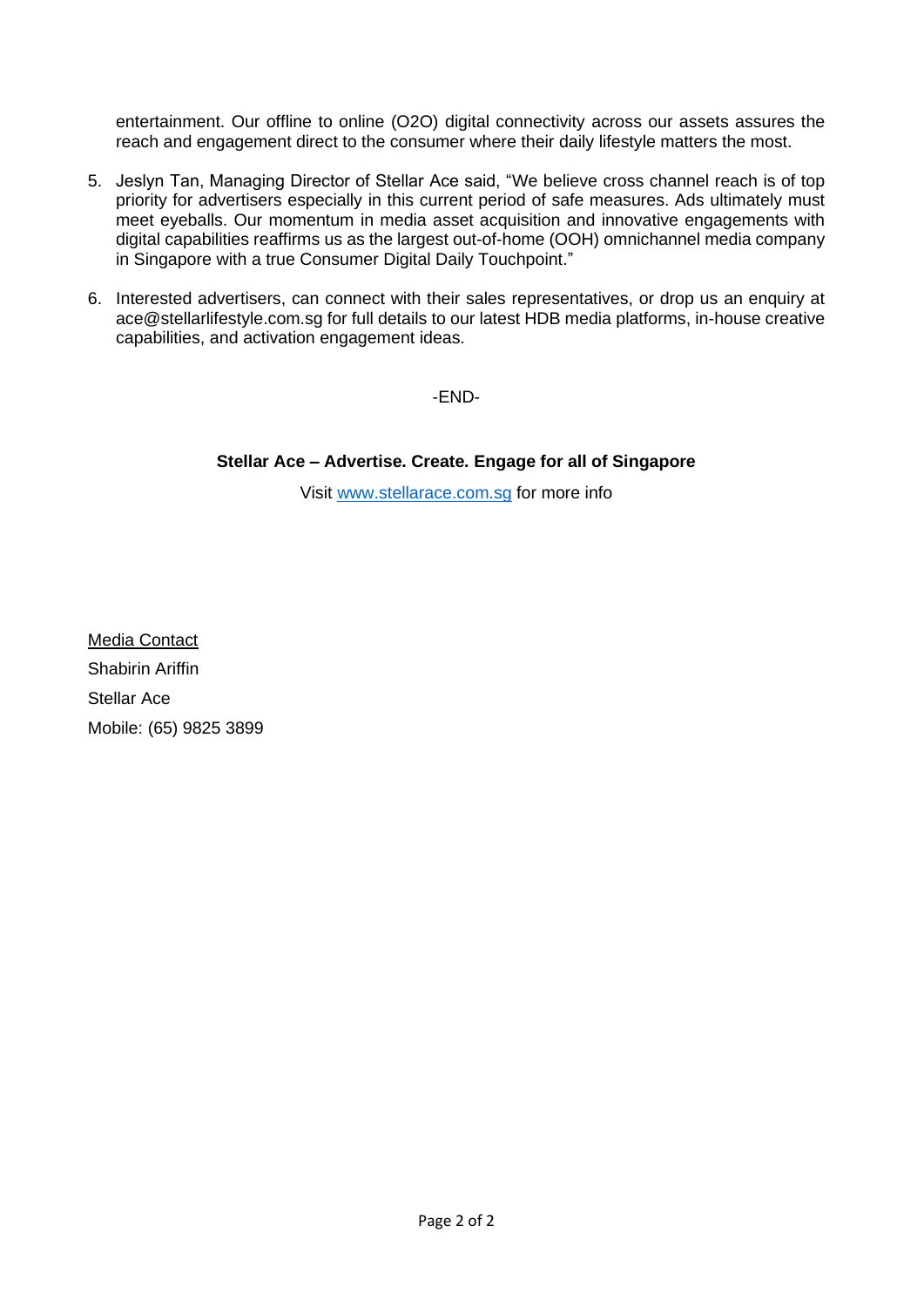entertainment. Our offline to online (O2O) digital connectivity across our assets assures the reach and engagement direct to the consumer where their daily lifestyle matters the most.

5. Jeslyn Tan, Managing Director of Stellar Ace said, "We believe cross channel reach is of top priority for advertisers especially in this current period of safe measures. Ads ultimately must meet eyeballs. Our momentum in media asset acquisition and innovative engagements with digital capabilities reaffirms us as the largest out-of-home (OOH) omnichannel media company in Singapore with a true Consumer Digital Daily Touchpoint."

6. Interested advertisers, can connect with their sales representatives, or drop us an enquiry at ace@stellarlifestyle.com.sg for full details to our latest HDB media platforms, in-house creative capabilities, and activation engagement ideas.

-END-

**Stellar Ace – Advertise. Create. Engage for all of Singapore**

Visit [www.stellarace.com.sg](http://www.stellarace.com.sg) for more info

Media Contact
Shabirin Ariffin
Stellar Ace
Mobile: (65) 9825 3899